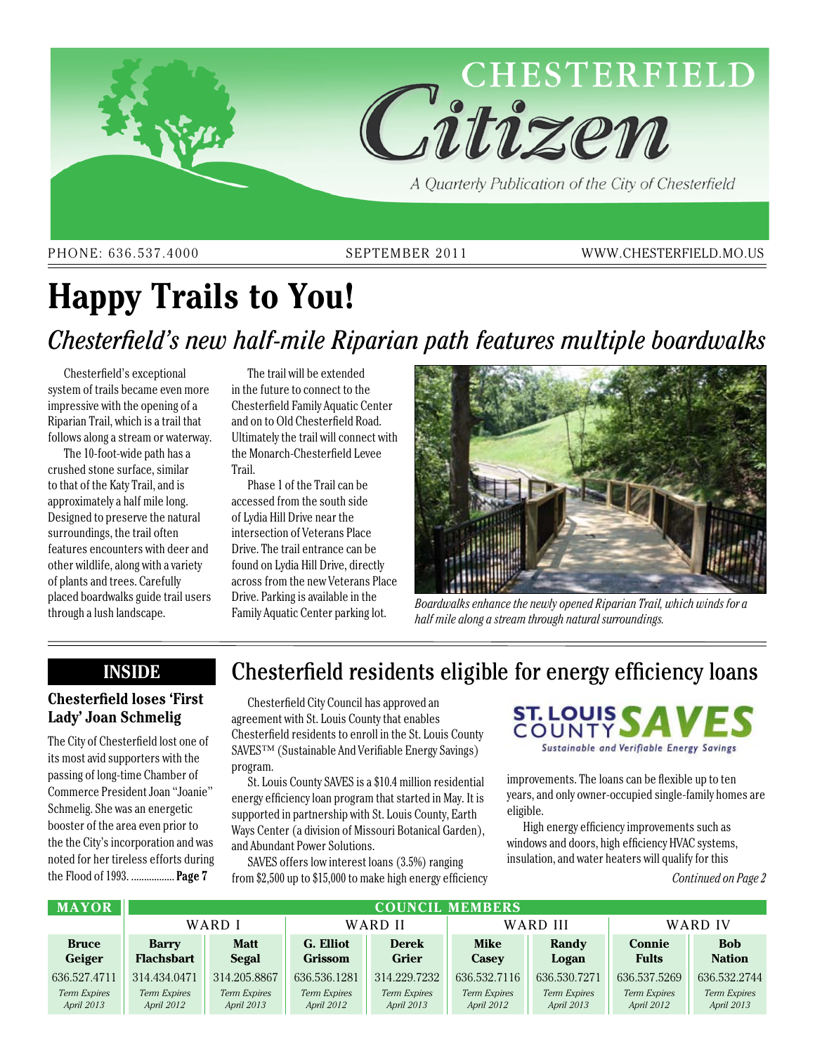# CHESTERFIELD Citizen

*A Quarterly Publication of the City of Chesterfield*

PHONE: 636.537.4000 | SEPTEMBER 2011 | WWW.CHESTERFIELD.MO.US

# Happy Trails to You!

## *Chesterfield's new half-mile Riparian path features multiple boardwalks*

Chesterfield's exceptional system of trails became even more impressive with the opening of a Riparian Trail, which is a trail that follows along a stream or waterway.

The 10-foot-wide path has a crushed stone surface, similar to that of the Katy Trail, and is approximately a half mile long. Designed to preserve the natural surroundings, the trail often features encounters with deer and other wildlife, along with a variety of plants and trees. Carefully placed boardwalks guide trail users through a lush landscape.

The trail will be extended in the future to connect to the Chesterfield Family Aquatic Center and on to Old Chesterfield Road. Ultimately the trail will connect with the Monarch-Chesterfield Levee Trail.

Phase 1 of the Trail can be accessed from the south side of Lydia Hill Drive near the intersection of Veterans Place Drive. The trail entrance can be found on Lydia Hill Drive, directly across from the new Veterans Place Drive. Parking is available in the Family Aquatic Center parking lot.

*Boardwalks enhance the newly opened Riparian Trail, which winds for a half mile along a stream through natural surroundings.*

## INSIDE

### Chesterfield loses 'First Lady' Joan Schmelig

The City of Chesterfield lost one of its most avid supporters with the passing of long-time Chamber of Commerce President Joan "Joanie" Schmelig. She was an energetic booster of the area even prior to the the City's incorporation and was noted for her tireless efforts during the Flood of 1993. ................. **Page 7**

## Chesterfield residents eligible for energy efficiency loans

ST. LOUIS COUNTY SAVES – Sustainable and Verifiable Energy Savings

Chesterfield City Council has approved an agreement with St. Louis County that enables Chesterfield residents to enroll in the St. Louis County SAVES™ (Sustainable And Verifiable Energy Savings) program.

St. Louis County SAVES is a $10.4 million residential energy efficiency loan program that started in May. It is supported in partnership with St. Louis County, Earth Ways Center (a division of Missouri Botanical Garden), and Abundant Power Solutions.

SAVES offers low interest loans (3.5%) ranging from $2,500 up to $15,000 to make high energy efficiency improvements. The loans can be flexible up to ten years, and only owner-occupied single-family homes are eligible.

High energy efficiency improvements such as windows and doors, high efficiency HVAC systems, insulation, and water heaters will qualify for this

*Continued on Page 2*

| MAYOR | COUNCIL MEMBERS | | | | | | | |
|---|---|---|---|---|---|---|---|---|
| | WARD I | | WARD II | | WARD III | | WARD IV | |
| **Bruce Geiger** | **Barry Flachsbart** | **Matt Segal** | **G. Elliot Grissom** | **Derek Grier** | **Mike Casey** | **Randy Logan** | **Connie Fults** | **Bob Nation** |
| 636.527.4711 | 314.434.0471 | 314.205.8867 | 636.536.1281 | 314.229.7232 | 636.532.7116 | 636.530.7271 | 636.537.5269 | 636.532.2744 |
| *Term Expires April 2013* | *Term Expires April 2012* | *Term Expires April 2013* | *Term Expires April 2012* | *Term Expires April 2013* | *Term Expires April 2012* | *Term Expires April 2013* | *Term Expires April 2012* | *Term Expires April 2013* |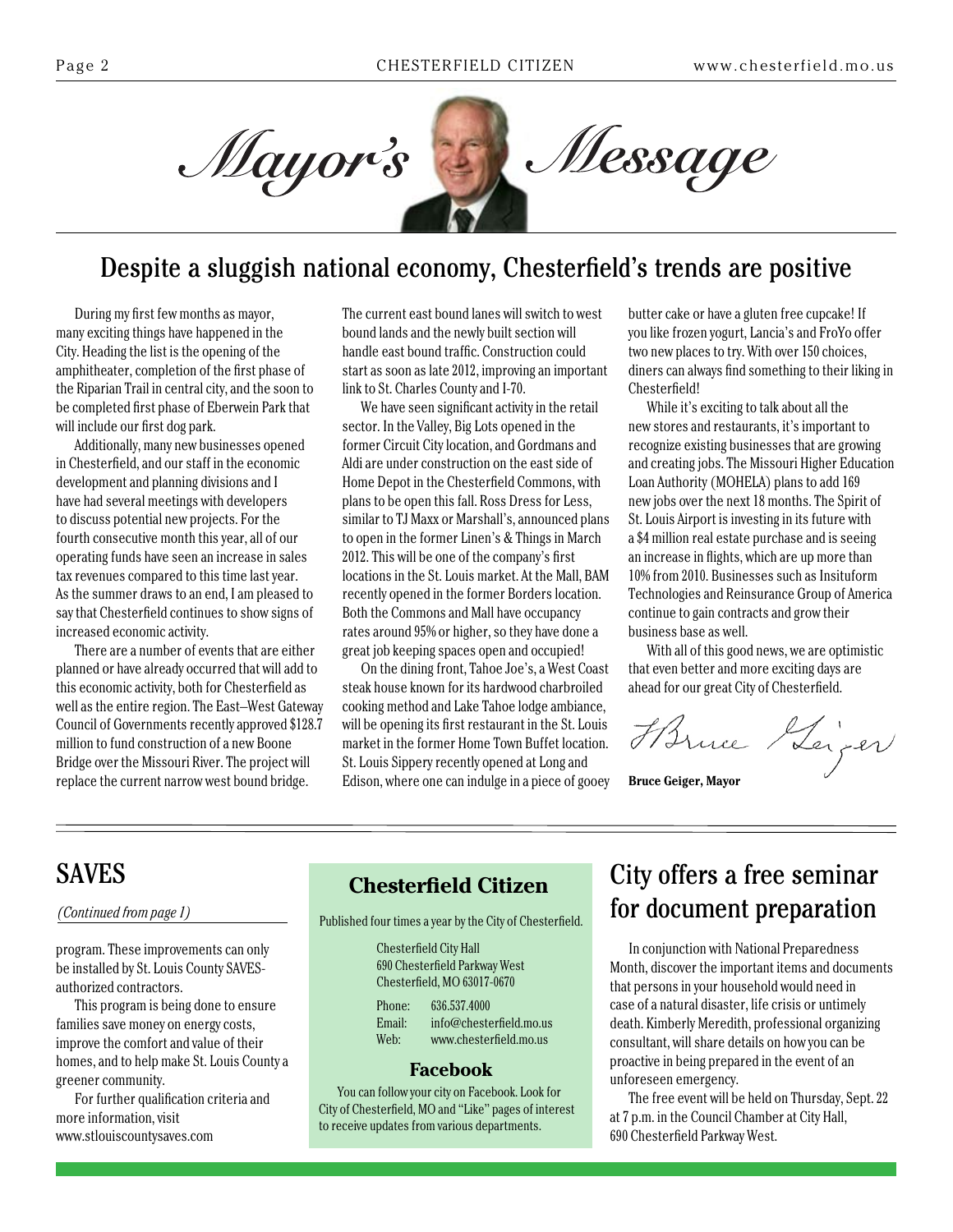# Mayor's Message

## Despite a sluggish national economy, Chesterfield's trends are positive

During my first few months as mayor, many exciting things have happened in the City. Heading the list is the opening of the amphitheater, completion of the first phase of the Riparian Trail in central city, and the soon to be completed first phase of Eberwein Park that will include our first dog park.

Additionally, many new businesses opened in Chesterfield, and our staff in the economic development and planning divisions and I have had several meetings with developers to discuss potential new projects. For the fourth consecutive month this year, all of our operating funds have seen an increase in sales tax revenues compared to this time last year. As the summer draws to an end, I am pleased to say that Chesterfield continues to show signs of increased economic activity.

There are a number of events that are either planned or have already occurred that will add to this economic activity, both for Chesterfield as well as the entire region. The East–West Gateway Council of Governments recently approved $128.7 million to fund construction of a new Boone Bridge over the Missouri River. The project will replace the current narrow west bound bridge. The current east bound lanes will switch to west bound lands and the newly built section will handle east bound traffic. Construction could start as soon as late 2012, improving an important link to St. Charles County and I-70.

We have seen significant activity in the retail sector. In the Valley, Big Lots opened in the former Circuit City location, and Gordmans and Aldi are under construction on the east side of Home Depot in the Chesterfield Commons, with plans to be open this fall. Ross Dress for Less, similar to TJ Maxx or Marshall's, announced plans to open in the former Linen's & Things in March 2012. This will be one of the company's first locations in the St. Louis market. At the Mall, BAM recently opened in the former Borders location. Both the Commons and Mall have occupancy rates around 95% or higher, so they have done a great job keeping spaces open and occupied!

On the dining front, Tahoe Joe's, a West Coast steak house known for its hardwood charbroiled cooking method and Lake Tahoe lodge ambiance, will be opening its first restaurant in the St. Louis market in the former Home Town Buffet location. St. Louis Sippery recently opened at Long and Edison, where one can indulge in a piece of gooey butter cake or have a gluten free cupcake! If you like frozen yogurt, Lancia's and FroYo offer two new places to try. With over 150 choices, diners can always find something to their liking in Chesterfield!

While it's exciting to talk about all the new stores and restaurants, it's important to recognize existing businesses that are growing and creating jobs. The Missouri Higher Education Loan Authority (MOHELA) plans to add 169 new jobs over the next 18 months. The Spirit of St. Louis Airport is investing in its future with a $4 million real estate purchase and is seeing an increase in flights, which are up more than 10% from 2010. Businesses such as Insituform Technologies and Reinsurance Group of America continue to gain contracts and grow their business base as well.

With all of this good news, we are optimistic that even better and more exciting days are ahead for our great City of Chesterfield.

*Bruce Geiger*

**Bruce Geiger, Mayor**

---

## SAVES

*(Continued from page 1)*

program. These improvements can only be installed by St. Louis County SAVES-authorized contractors.

This program is being done to ensure families save money on energy costs, improve the comfort and value of their homes, and to help make St. Louis County a greener community.

For further qualification criteria and more information, visit www.stlouiscountysaves.com

---

### Chesterfield Citizen

Published four times a year by the City of Chesterfield.

Chesterfield City Hall
690 Chesterfield Parkway West
Chesterfield, MO 63017-0670

Phone: 636.537.4000
Email: info@chesterfield.mo.us
Web: www.chesterfield.mo.us

### Facebook

You can follow your city on Facebook. Look for City of Chesterfield, MO and "Like" pages of interest to receive updates from various departments.

---

## City offers a free seminar for document preparation

In conjunction with National Preparedness Month, discover the important items and documents that persons in your household would need in case of a natural disaster, life crisis or untimely death. Kimberly Meredith, professional organizing consultant, will share details on how you can be proactive in being prepared in the event of an unforeseen emergency.

The free event will be held on Thursday, Sept. 22 at 7 p.m. in the Council Chamber at City Hall, 690 Chesterfield Parkway West.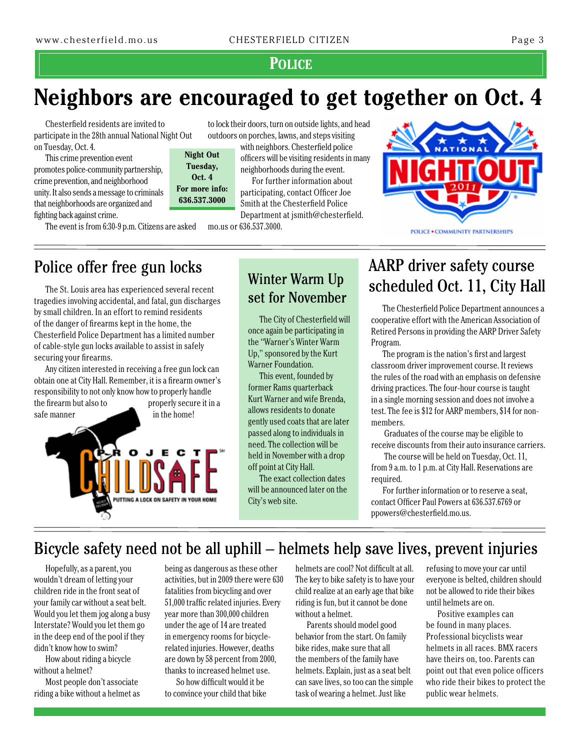## Police

# Neighbors are encouraged to get together on Oct. 4

Chesterfield residents are invited to participate in the 28th annual National Night Out on Tuesday, Oct. 4.

This crime prevention event promotes police-community partnership, crime prevention, and neighborhood unity. It also sends a message to criminals that neighborhoods are organized and fighting back against crime.

The event is from 6:30-9 p.m. Citizens are asked to lock their doors, turn on outside lights, and head outdoors on porches, lawns, and steps visiting with neighbors. Chesterfield police officers will be visiting residents in many neighborhoods during the event.

For further information about participating, contact Officer Joe Smith at the Chesterfield Police Department at jsmith@chesterfield.mo.us or 636.537.3000.

**Night Out**
**Tuesday, Oct. 4**
**For more info: 636.537.3000**

## Police offer free gun locks

The St. Louis area has experienced several recent tragedies involving accidental, and fatal, gun discharges by small children. In an effort to remind residents of the danger of firearms kept in the home, the Chesterfield Police Department has a limited number of cable-style gun locks available to assist in safely securing your firearms.

Any citizen interested in receiving a free gun lock can obtain one at City Hall. Remember, it is a firearm owner's responsibility to not only know how to properly handle the firearm but also to properly secure it in a safe manner in the home!

## Winter Warm Up set for November

The City of Chesterfield will once again be participating in the "Warner's Winter Warm Up," sponsored by the Kurt Warner Foundation.

This event, founded by former Rams quarterback Kurt Warner and wife Brenda, allows residents to donate gently used coats that are later passed along to individuals in need. The collection will be held in November with a drop off point at City Hall.

The exact collection dates will be announced later on the City's web site.

## AARP driver safety course scheduled Oct. 11, City Hall

The Chesterfield Police Department announces a cooperative effort with the American Association of Retired Persons in providing the AARP Driver Safety Program.

The program is the nation's first and largest classroom driver improvement course. It reviews the rules of the road with an emphasis on defensive driving practices. The four-hour course is taught in a single morning session and does not involve a test. The fee is $12 for AARP members, $14 for non-members.

Graduates of the course may be eligible to receive discounts from their auto insurance carriers.

The course will be held on Tuesday, Oct. 11, from 9 a.m. to 1 p.m. at City Hall. Reservations are required.

For further information or to reserve a seat, contact Officer Paul Powers at 636.537.6769 or ppowers@chesterfield.mo.us.

## Bicycle safety need not be all uphill – helmets help save lives, prevent injuries

Hopefully, as a parent, you wouldn't dream of letting your children ride in the front seat of your family car without a seat belt. Would you let them jog along a busy Interstate? Would you let them go in the deep end of the pool if they didn't know how to swim?

How about riding a bicycle without a helmet?

Most people don't associate riding a bike without a helmet as being as dangerous as these other activities, but in 2009 there were 630 fatalities from bicycling and over 51,000 traffic related injuries. Every year more than 300,000 children under the age of 14 are treated in emergency rooms for bicycle-related injuries. However, deaths are down by 58 percent from 2000, thanks to increased helmet use.

So how difficult would it be to convince your child that bike helmets are cool? Not difficult at all. The key to bike safety is to have your child realize at an early age that bike riding is fun, but it cannot be done without a helmet.

Parents should model good behavior from the start. On family bike rides, make sure that all the members of the family have helmets. Explain, just as a seat belt can save lives, so too can the simple task of wearing a helmet. Just like refusing to move your car until everyone is belted, children should not be allowed to ride their bikes until helmets are on.

Positive examples can be found in many places. Professional bicyclists wear helmets in all races. BMX racers have theirs on, too. Parents can point out that even police officers who ride their bikes to protect the public wear helmets.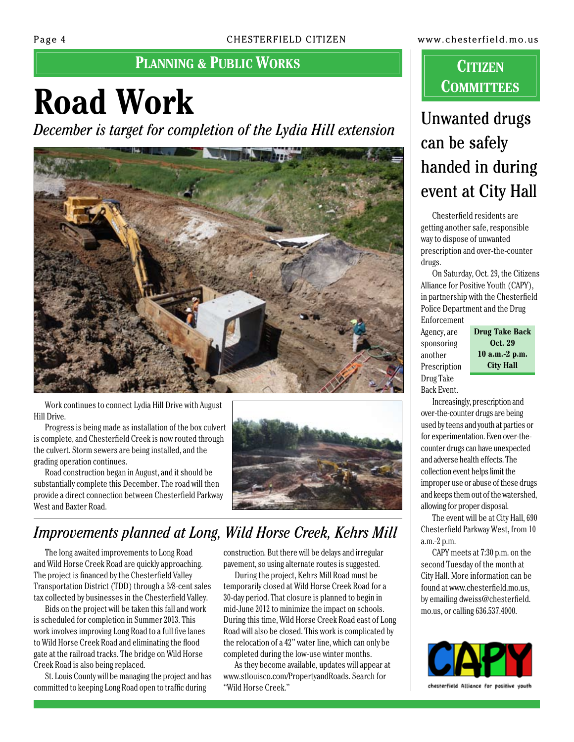## Planning & Public Works

# Road Work

*December is target for completion of the Lydia Hill extension*

Work continues to connect Lydia Hill Drive with August Hill Drive.

Progress is being made as installation of the box culvert is complete, and Chesterfield Creek is now routed through the culvert. Storm sewers are being installed, and the grading operation continues.

Road construction began in August, and it should be substantially complete this December. The road will then provide a direct connection between Chesterfield Parkway West and Baxter Road.

## *Improvements planned at Long, Wild Horse Creek, Kehrs Mill*

The long awaited improvements to Long Road and Wild Horse Creek Road are quickly approaching. The project is financed by the Chesterfield Valley Transportation District (TDD) through a 3/8-cent sales tax collected by businesses in the Chesterfield Valley.

Bids on the project will be taken this fall and work is scheduled for completion in Summer 2013. This work involves improving Long Road to a full five lanes to Wild Horse Creek Road and eliminating the flood gate at the railroad tracks. The bridge on Wild Horse Creek Road is also being replaced.

St. Louis County will be managing the project and has committed to keeping Long Road open to traffic during construction. But there will be delays and irregular pavement, so using alternate routes is suggested.

During the project, Kehrs Mill Road must be temporarily closed at Wild Horse Creek Road for a 30-day period. That closure is planned to begin in mid-June 2012 to minimize the impact on schools. During this time, Wild Horse Creek Road east of Long Road will also be closed. This work is complicated by the relocation of a 42" water line, which can only be completed during the low-use winter months.

As they become available, updates will appear at www.stlouisco.com/PropertyandRoads. Search for "Wild Horse Creek."

## Citizen Committees

# Unwanted drugs can be safely handed in during event at City Hall

Chesterfield residents are getting another safe, responsible way to dispose of unwanted prescription and over-the-counter drugs.

On Saturday, Oct. 29, the Citizens Alliance for Positive Youth (CAPY), in partnership with the Chesterfield Police Department and the Drug Enforcement Agency, are sponsoring another Prescription Drug Take Back Event.

**Drug Take Back**
**Oct. 29**
**10 a.m.-2 p.m.**
**City Hall**

Increasingly, prescription and over-the-counter drugs are being used by teens and youth at parties or for experimentation. Even over-the-counter drugs can have unexpected and adverse health effects. The collection event helps limit the improper use or abuse of these drugs and keeps them out of the watershed, allowing for proper disposal.

The event will be at City Hall, 690 Chesterfield Parkway West, from 10 a.m.-2 p.m.

CAPY meets at 7:30 p.m. on the second Tuesday of the month at City Hall. More information can be found at www.chesterfield.mo.us, by emailing dweiss@chesterfield.mo.us, or calling 636.537.4000.

CAPY
chesterfield Alliance for positive youth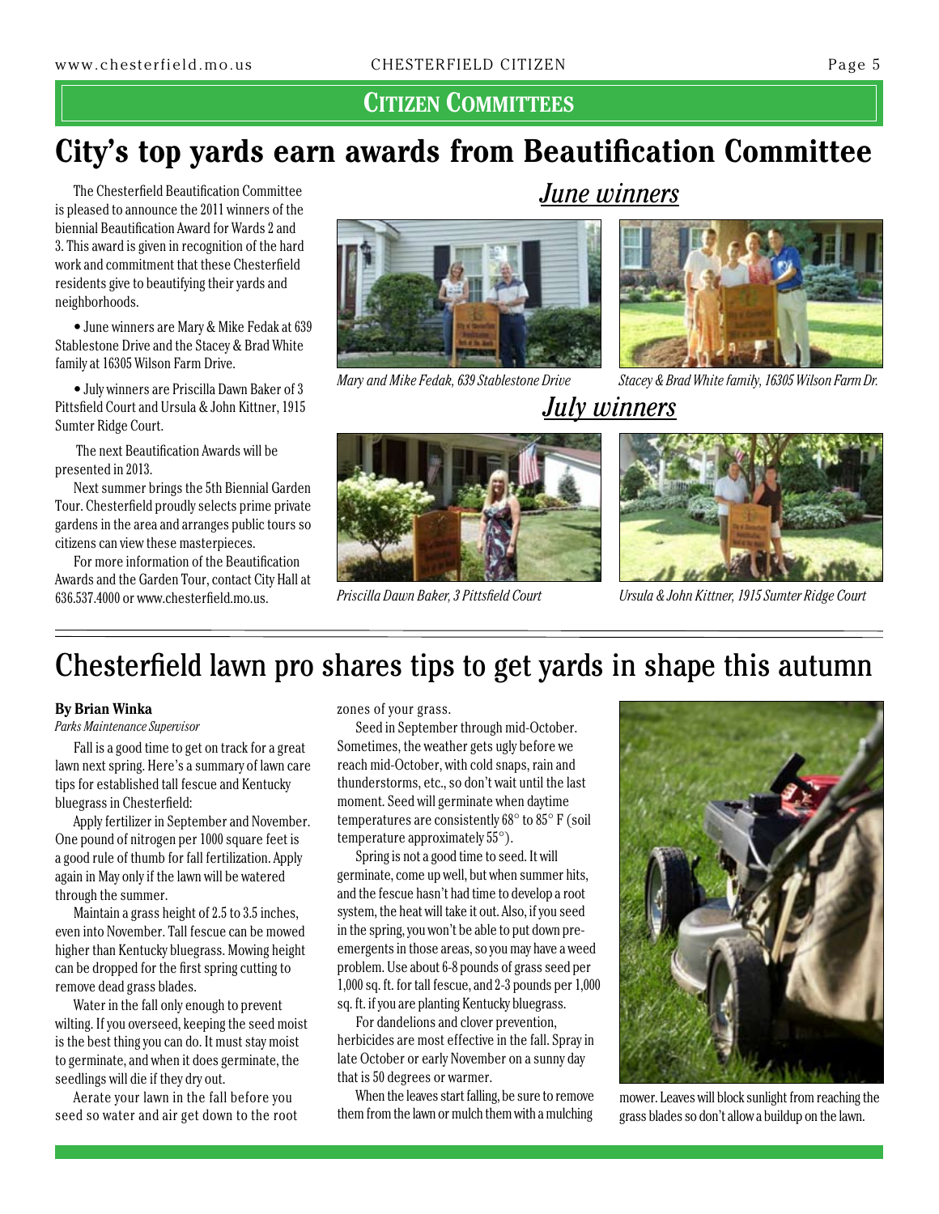## Citizen Committees

# City's top yards earn awards from Beautification Committee

The Chesterfield Beautification Committee is pleased to announce the 2011 winners of the biennial Beautification Award for Wards 2 and 3. This award is given in recognition of the hard work and commitment that these Chesterfield residents give to beautifying their yards and neighborhoods.

- June winners are Mary & Mike Fedak at 639 Stablestone Drive and the Stacey & Brad White family at 16305 Wilson Farm Drive.
- July winners are Priscilla Dawn Baker of 3 Pittsfield Court and Ursula & John Kittner, 1915 Sumter Ridge Court.

The next Beautification Awards will be presented in 2013.

Next summer brings the 5th Biennial Garden Tour. Chesterfield proudly selects prime private gardens in the area and arranges public tours so citizens can view these masterpieces.

For more information of the Beautification Awards and the Garden Tour, contact City Hall at 636.537.4000 or www.chesterfield.mo.us.

## *June winners*

*Mary and Mike Fedak, 639 Stablestone Drive*

*Stacey & Brad White family, 16305 Wilson Farm Dr.*

## *July winners*

*Priscilla Dawn Baker, 3 Pittsfield Court*

*Ursula & John Kittner, 1915 Sumter Ridge Court*

# Chesterfield lawn pro shares tips to get yards in shape this autumn

**By Brian Winka**
*Parks Maintenance Supervisor*

Fall is a good time to get on track for a great lawn next spring. Here's a summary of lawn care tips for established tall fescue and Kentucky bluegrass in Chesterfield:

Apply fertilizer in September and November. One pound of nitrogen per 1000 square feet is a good rule of thumb for fall fertilization. Apply again in May only if the lawn will be watered through the summer.

Maintain a grass height of 2.5 to 3.5 inches, even into November. Tall fescue can be mowed higher than Kentucky bluegrass. Mowing height can be dropped for the first spring cutting to remove dead grass blades.

Water in the fall only enough to prevent wilting. If you overseed, keeping the seed moist is the best thing you can do. It must stay moist to germinate, and when it does germinate, the seedlings will die if they dry out.

Aerate your lawn in the fall before you seed so water and air get down to the root zones of your grass.

Seed in September through mid-October. Sometimes, the weather gets ugly before we reach mid-October, with cold snaps, rain and thunderstorms, etc., so don't wait until the last moment. Seed will germinate when daytime temperatures are consistently 68° to 85° F (soil temperature approximately 55°).

Spring is not a good time to seed. It will germinate, come up well, but when summer hits, and the fescue hasn't had time to develop a root system, the heat will take it out. Also, if you seed in the spring, you won't be able to put down pre-emergents in those areas, so you may have a weed problem. Use about 6-8 pounds of grass seed per 1,000 sq. ft. for tall fescue, and 2-3 pounds per 1,000 sq. ft. if you are planting Kentucky bluegrass.

For dandelions and clover prevention, herbicides are most effective in the fall. Spray in late October or early November on a sunny day that is 50 degrees or warmer.

When the leaves start falling, be sure to remove them from the lawn or mulch them with a mulching mower. Leaves will block sunlight from reaching the grass blades so don't allow a buildup on the lawn.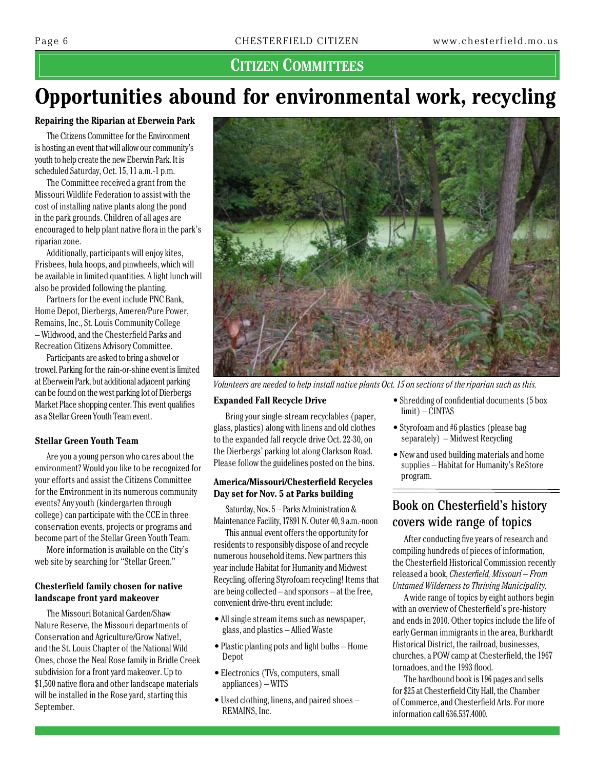## CITIZEN COMMITTEES

# Opportunities abound for environmental work, recycling

### Repairing the Riparian at Eberwein Park

The Citizens Committee for the Environment is hosting an event that will allow our community's youth to help create the new Eberwin Park. It is scheduled Saturday, Oct. 15, 11 a.m.-1 p.m.

The Committee received a grant from the Missouri Wildlife Federation to assist with the cost of installing native plants along the pond in the park grounds. Children of all ages are encouraged to help plant native flora in the park's riparian zone.

Additionally, participants will enjoy kites, Frisbees, hula hoops, and pinwheels, which will be available in limited quantities. A light lunch will also be provided following the planting.

Partners for the event include PNC Bank, Home Depot, Dierbergs, Ameren/Pure Power, Remains, Inc., St. Louis Community College – Wildwood, and the Chesterfield Parks and Recreation Citizens Advisory Committee.

Participants are asked to bring a shovel or trowel. Parking for the rain-or-shine event is limited at Eberwein Park, but additional adjacent parking can be found on the west parking lot of Dierbergs Market Place shopping center. This event qualifies as a Stellar Green Youth Team event.

### Stellar Green Youth Team

Are you a young person who cares about the environment? Would you like to be recognized for your efforts and assist the Citizens Committee for the Environment in its numerous community events? Any youth (kindergarten through college) can participate with the CCE in three conservation events, projects or programs and become part of the Stellar Green Youth Team.

More information is available on the City's web site by searching for "Stellar Green."

### Chesterfield family chosen for native landscape front yard makeover

The Missouri Botanical Garden/Shaw Nature Reserve, the Missouri departments of Conservation and Agriculture/Grow Native!, and the St. Louis Chapter of the National Wild Ones, chose the Neal Rose family in Bridle Creek subdivision for a front yard makeover. Up to $1,500 native flora and other landscape materials will be installed in the Rose yard, starting this September.

*Volunteers are needed to help install native plants Oct. 15 on sections of the riparian such as this.*

### Expanded Fall Recycle Drive

Bring your single-stream recyclables (paper, glass, plastics) along with linens and old clothes to the expanded fall recycle drive Oct. 22-30, on the Dierbergs' parking lot along Clarkson Road. Please follow the guidelines posted on the bins.

### America/Missouri/Chesterfield Recycles Day set for Nov. 5 at Parks building

Saturday, Nov. 5 – Parks Administration & Maintenance Facility, 17891 N. Outer 40, 9 a.m.-noon

This annual event offers the opportunity for residents to responsibly dispose of and recycle numerous household items. New partners this year include Habitat for Humanity and Midwest Recycling, offering Styrofoam recycling! Items that are being collected – and sponsors – at the free, convenient drive-thru event include:

- All single stream items such as newspaper, glass, and plastics – Allied Waste
- Plastic planting pots and light bulbs – Home Depot
- Electronics (TVs, computers, small appliances) – WITS
- Used clothing, linens, and paired shoes – REMAINS, Inc.
- Shredding of confidential documents (5 box limit) – CINTAS
- Styrofoam and #6 plastics (please bag separately) – Midwest Recycling
- New and used building materials and home supplies – Habitat for Humanity's ReStore program.

## Book on Chesterfield's history covers wide range of topics

After conducting five years of research and compiling hundreds of pieces of information, the Chesterfield Historical Commission recently released a book, *Chesterfield, Missouri – From Untamed Wilderness to Thriving Municipality.*

A wide range of topics by eight authors begin with an overview of Chesterfield's pre-history and ends in 2010. Other topics include the life of early German immigrants in the area, Burkhardt Historical District, the railroad, businesses, churches, a POW camp at Chesterfield, the 1967 tornadoes, and the 1993 flood.

The hardbound book is 196 pages and sells for $25 at Chesterfield City Hall, the Chamber of Commerce, and Chesterfield Arts. For more information call 636.537.4000.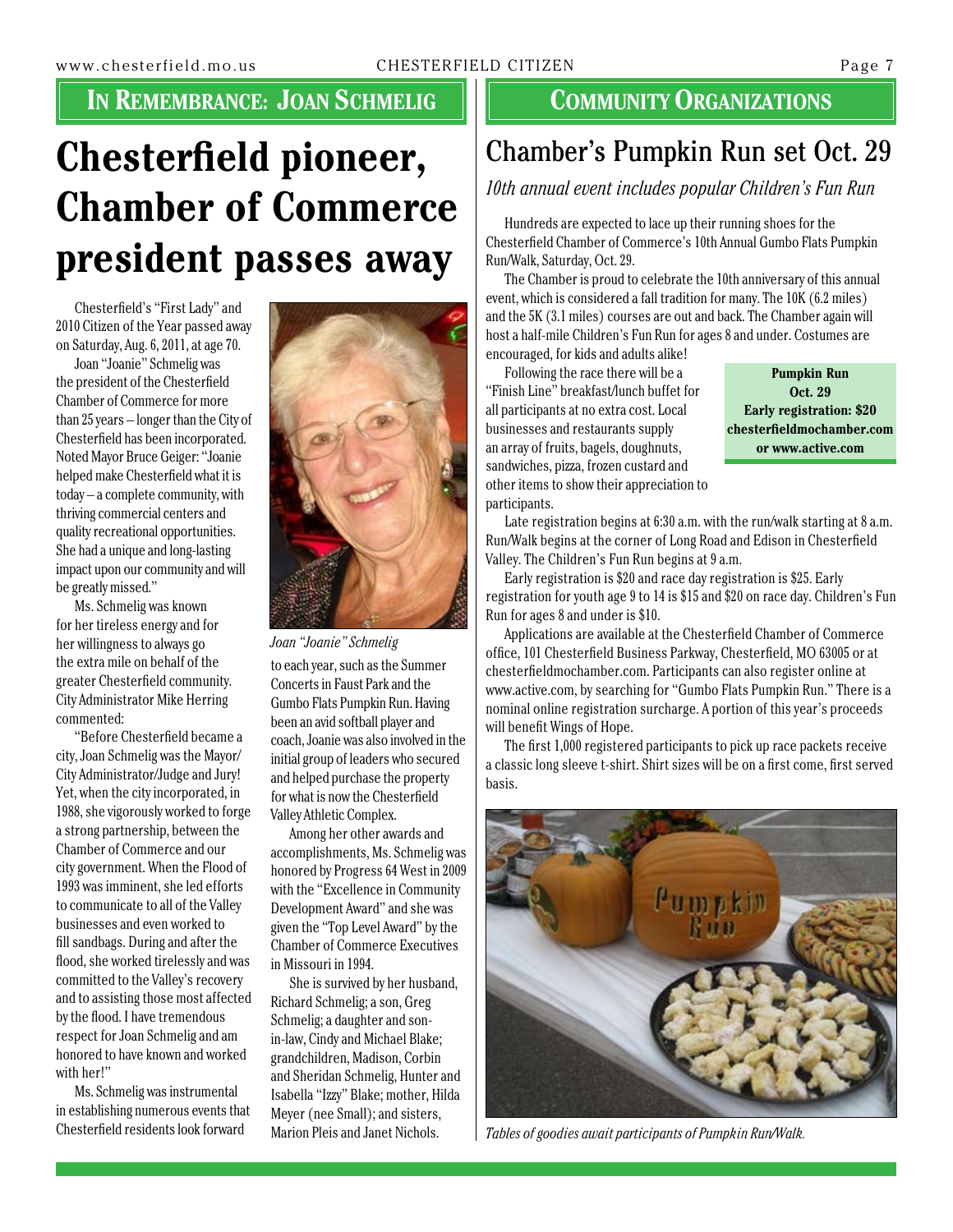## In Remembrance: Joan Schmelig

# Chesterfield pioneer, Chamber of Commerce president passes away

Chesterfield's "First Lady" and 2010 Citizen of the Year passed away on Saturday, Aug. 6, 2011, at age 70.

Joan "Joanie" Schmelig was the president of the Chesterfield Chamber of Commerce for more than 25 years – longer than the City of Chesterfield has been incorporated. Noted Mayor Bruce Geiger: "Joanie helped make Chesterfield what it is today – a complete community, with thriving commercial centers and quality recreational opportunities. She had a unique and long-lasting impact upon our community and will be greatly missed."

Ms. Schmelig was known for her tireless energy and for her willingness to always go the extra mile on behalf of the greater Chesterfield community. City Administrator Mike Herring commented:

"Before Chesterfield became a city, Joan Schmelig was the Mayor/City Administrator/Judge and Jury! Yet, when the city incorporated, in 1988, she vigorously worked to forge a strong partnership, between the Chamber of Commerce and our city government. When the Flood of 1993 was imminent, she led efforts to communicate to all of the Valley businesses and even worked to fill sandbags. During and after the flood, she worked tirelessly and was committed to the Valley's recovery and to assisting those most affected by the flood. I have tremendous respect for Joan Schmelig and am honored to have known and worked with her!"

Ms. Schmelig was instrumental in establishing numerous events that Chesterfield residents look forward to each year, such as the Summer Concerts in Faust Park and the Gumbo Flats Pumpkin Run. Having been an avid softball player and coach, Joanie was also involved in the initial group of leaders who secured and helped purchase the property for what is now the Chesterfield Valley Athletic Complex.

*Joan "Joanie" Schmelig*

Among her other awards and accomplishments, Ms. Schmelig was honored by Progress 64 West in 2009 with the "Excellence in Community Development Award" and she was given the "Top Level Award" by the Chamber of Commerce Executives in Missouri in 1994.

She is survived by her husband, Richard Schmelig; a son, Greg Schmelig; a daughter and son-in-law, Cindy and Michael Blake; grandchildren, Madison, Corbin and Sheridan Schmelig, Hunter and Isabella "Izzy" Blake; mother, Hilda Meyer (nee Small); and sisters, Marion Pleis and Janet Nichols.

## Community Organizations

# Chamber's Pumpkin Run set Oct. 29

*10th annual event includes popular Children's Fun Run*

Hundreds are expected to lace up their running shoes for the Chesterfield Chamber of Commerce's 10th Annual Gumbo Flats Pumpkin Run/Walk, Saturday, Oct. 29.

The Chamber is proud to celebrate the 10th anniversary of this annual event, which is considered a fall tradition for many. The 10K (6.2 miles) and the 5K (3.1 miles) courses are out and back. The Chamber again will host a half-mile Children's Fun Run for ages 8 and under. Costumes are encouraged, for kids and adults alike!

**Pumpkin Run**
**Oct. 29**
**Early registration: $20**
**chesterfieldmochamber.com or www.active.com**

Following the race there will be a "Finish Line" breakfast/lunch buffet for all participants at no extra cost. Local businesses and restaurants supply an array of fruits, bagels, doughnuts, sandwiches, pizza, frozen custard and other items to show their appreciation to participants.

Late registration begins at 6:30 a.m. with the run/walk starting at 8 a.m. Run/Walk begins at the corner of Long Road and Edison in Chesterfield Valley. The Children's Fun Run begins at 9 a.m.

Early registration is $20 and race day registration is $25. Early registration for youth age 9 to 14 is $15 and $20 on race day. Children's Fun Run for ages 8 and under is $10.

Applications are available at the Chesterfield Chamber of Commerce office, 101 Chesterfield Business Parkway, Chesterfield, MO 63005 or at chesterfieldmochamber.com. Participants can also register online at www.active.com, by searching for "Gumbo Flats Pumpkin Run." There is a nominal online registration surcharge. A portion of this year's proceeds will benefit Wings of Hope.

The first 1,000 registered participants to pick up race packets receive a classic long sleeve t-shirt. Shirt sizes will be on a first come, first served basis.

*Tables of goodies await participants of Pumpkin Run/Walk.*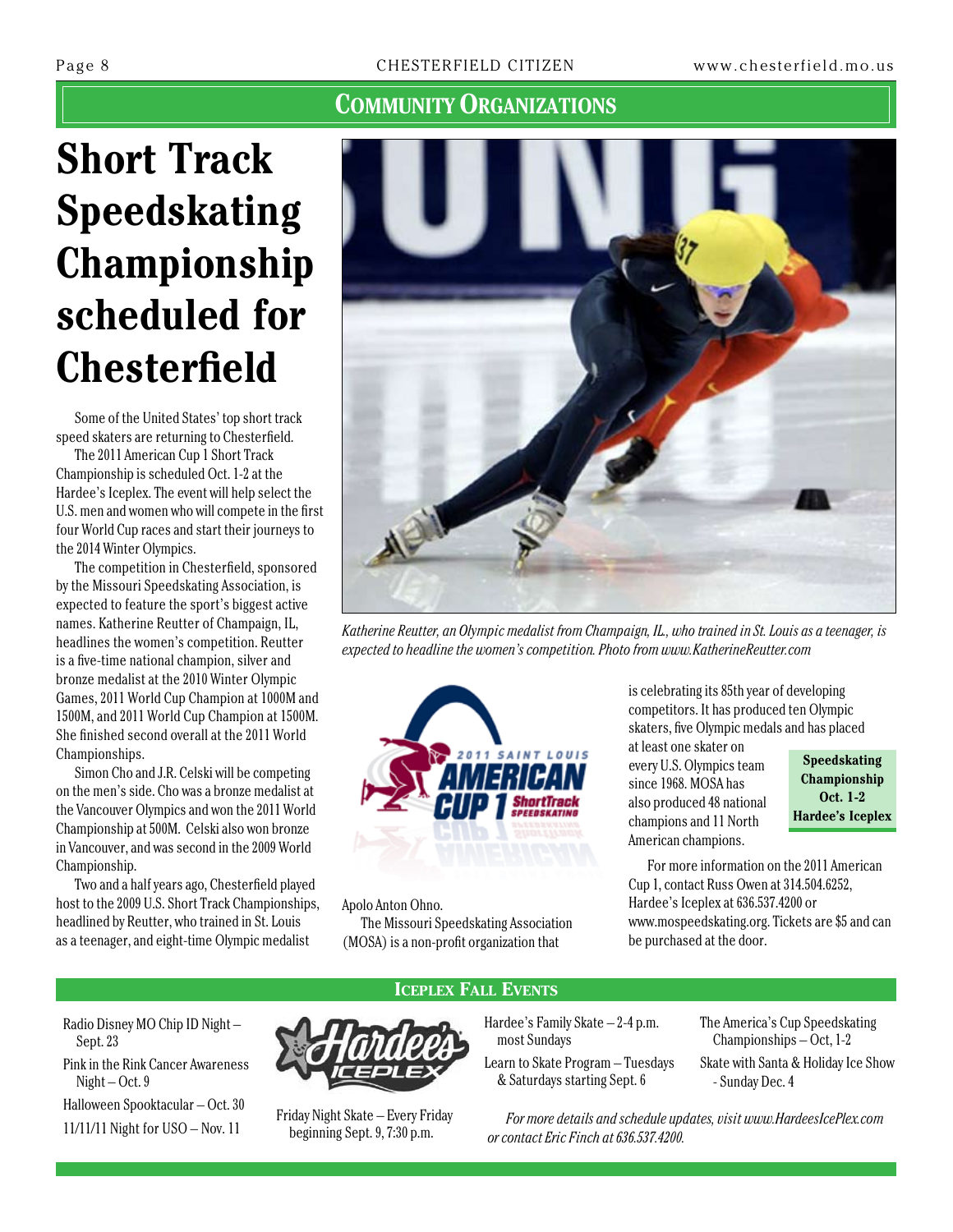## COMMUNITY ORGANIZATIONS

# Short Track Speedskating Championship scheduled for Chesterfield

Some of the United States' top short track speed skaters are returning to Chesterfield.

The 2011 American Cup 1 Short Track Championship is scheduled Oct. 1-2 at the Hardee's Iceplex. The event will help select the U.S. men and women who will compete in the first four World Cup races and start their journeys to the 2014 Winter Olympics.

The competition in Chesterfield, sponsored by the Missouri Speedskating Association, is expected to feature the sport's biggest active names. Katherine Reutter of Champaign, IL, headlines the women's competition. Reutter is a five-time national champion, silver and bronze medalist at the 2010 Winter Olympic Games, 2011 World Cup Champion at 1000M and 1500M, and 2011 World Cup Champion at 1500M. She finished second overall at the 2011 World Championships.

Simon Cho and J.R. Celski will be competing on the men's side. Cho was a bronze medalist at the Vancouver Olympics and won the 2011 World Championship at 500M. Celski also won bronze in Vancouver, and was second in the 2009 World Championship.

Two and a half years ago, Chesterfield played host to the 2009 U.S. Short Track Championships, headlined by Reutter, who trained in St. Louis as a teenager, and eight-time Olympic medalist Apolo Anton Ohno.

*Katherine Reutter, an Olympic medalist from Champaign, IL., who trained in St. Louis as a teenager, is expected to headline the women's competition. Photo from www.KatherineReutter.com*

The Missouri Speedskating Association (MOSA) is a non-profit organization that is celebrating its 85th year of developing competitors. It has produced ten Olympic skaters, five Olympic medals and has placed at least one skater on every U.S. Olympics team since 1968. MOSA has also produced 48 national champions and 11 North American champions.

**Speedskating Championship Oct. 1-2 Hardee's Iceplex**

For more information on the 2011 American Cup 1, contact Russ Owen at 314.504.6252, Hardee's Iceplex at 636.537.4200 or www.mospeedskating.org. Tickets are $5 and can be purchased at the door.

## ICEPLEX FALL EVENTS

- Radio Disney MO Chip ID Night – Sept. 23
- Pink in the Rink Cancer Awareness Night – Oct. 9
- Halloween Spooktacular – Oct. 30
- 11/11/11 Night for USO – Nov. 11
- Friday Night Skate – Every Friday beginning Sept. 9, 7:30 p.m.
- Hardee's Family Skate – 2-4 p.m. most Sundays
- Learn to Skate Program – Tuesdays & Saturdays starting Sept. 6
- The America's Cup Speedskating Championships – Oct, 1-2
- Skate with Santa & Holiday Ice Show - Sunday Dec. 4

*For more details and schedule updates, visit www.HardeesIcePlex.com or contact Eric Finch at 636.537.4200.*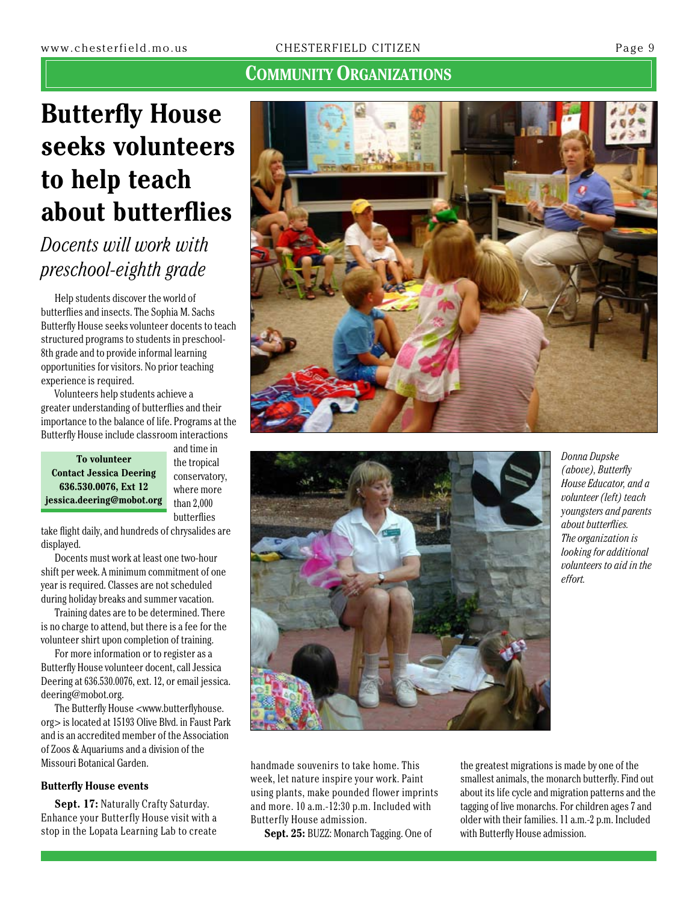## Community Organizations

# Butterfly House seeks volunteers to help teach about butterflies

### *Docents will work with preschool-eighth grade*

Help students discover the world of butterflies and insects. The Sophia M. Sachs Butterfly House seeks volunteer docents to teach structured programs to students in preschool-8th grade and to provide informal learning opportunities for visitors. No prior teaching experience is required.

Volunteers help students achieve a greater understanding of butterflies and their importance to the balance of life. Programs at the Butterfly House include classroom interactions and time in the tropical conservatory, where more than 2,000 butterflies take flight daily, and hundreds of chrysalides are displayed.

**To volunteer**
**Contact Jessica Deering**
**636.530.0076, Ext 12**
**jessica.deering@mobot.org**

Docents must work at least one two-hour shift per week. A minimum commitment of one year is required. Classes are not scheduled during holiday breaks and summer vacation.

Training dates are to be determined. There is no charge to attend, but there is a fee for the volunteer shirt upon completion of training.

For more information or to register as a Butterfly House volunteer docent, call Jessica Deering at 636.530.0076, ext. 12, or email jessica.deering@mobot.org.

The Butterfly House <www.butterflyhouse.org> is located at 15193 Olive Blvd. in Faust Park and is an accredited member of the Association of Zoos & Aquariums and a division of the Missouri Botanical Garden.

*Donna Dupske (above), Butterfly House Educator, and a volunteer (left) teach youngsters and parents about butterflies. The organization is looking for additional volunteers to aid in the effort.*

#### Butterfly House events

**Sept. 17:** Naturally Crafty Saturday. Enhance your Butterfly House visit with a stop in the Lopata Learning Lab to create handmade souvenirs to take home. This week, let nature inspire your work. Paint using plants, make pounded flower imprints and more. 10 a.m.-12:30 p.m. Included with Butterfly House admission.

**Sept. 25:** BUZZ: Monarch Tagging. One of the greatest migrations is made by one of the smallest animals, the monarch butterfly. Find out about its life cycle and migration patterns and the tagging of live monarchs. For children ages 7 and older with their families. 11 a.m.-2 p.m. Included with Butterfly House admission.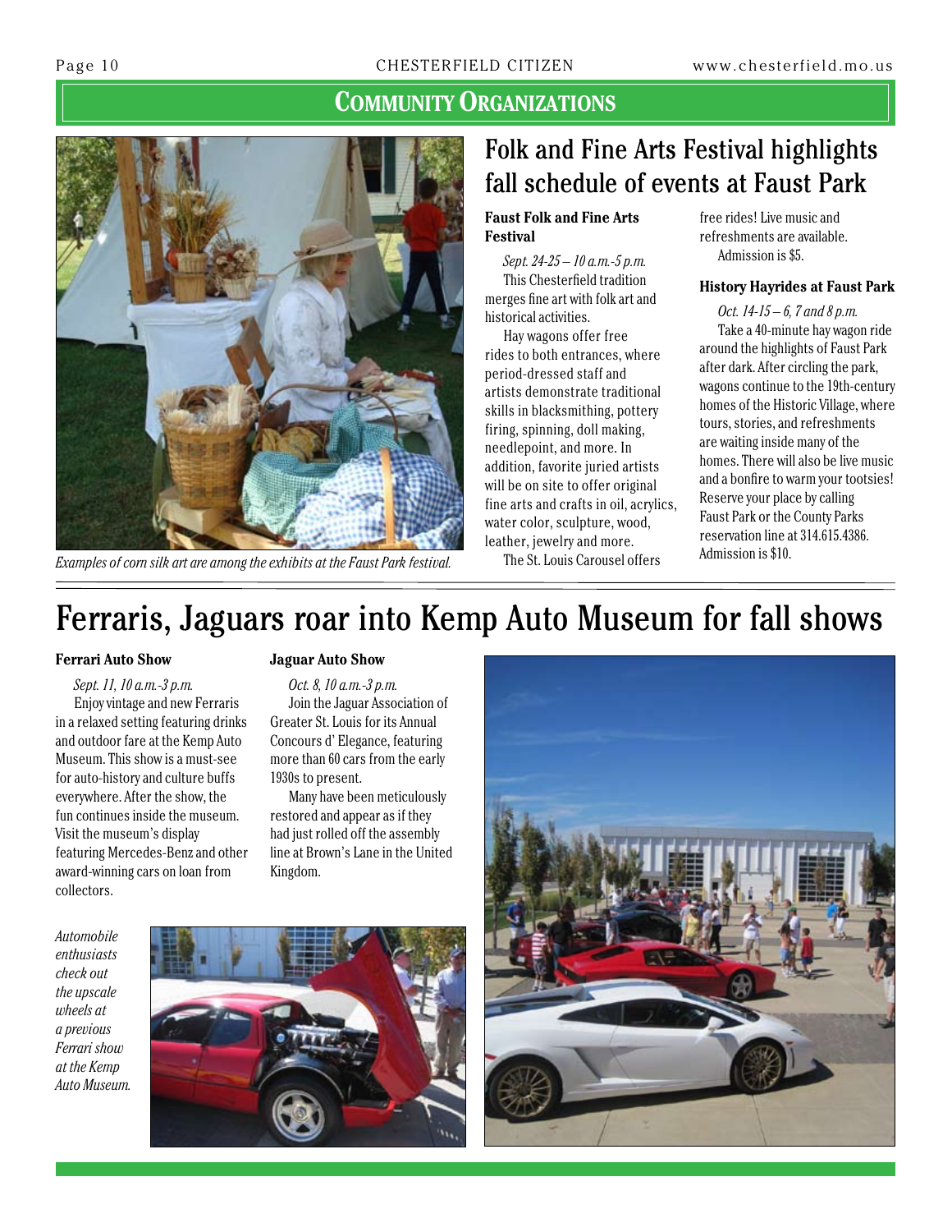## Community Organizations

Examples of corn silk art are among the exhibits at the Faust Park festival.

# Folk and Fine Arts Festival highlights fall schedule of events at Faust Park

### Faust Folk and Fine Arts Festival

*Sept. 24-25 – 10 a.m.-5 p.m.*

This Chesterfield tradition merges fine art with folk art and historical activities.

Hay wagons offer free rides to both entrances, where period-dressed staff and artists demonstrate traditional skills in blacksmithing, pottery firing, spinning, doll making, needlepoint, and more. In addition, favorite juried artists will be on site to offer original fine arts and crafts in oil, acrylics, water color, sculpture, wood, leather, jewelry and more.

The St. Louis Carousel offers free rides! Live music and refreshments are available.

Admission is $5.

### History Hayrides at Faust Park

*Oct. 14-15 – 6, 7 and 8 p.m.*

Take a 40-minute hay wagon ride around the highlights of Faust Park after dark. After circling the park, wagons continue to the 19th-century homes of the Historic Village, where tours, stories, and refreshments are waiting inside many of the homes. There will also be live music and a bonfire to warm your tootsies! Reserve your place by calling Faust Park or the County Parks reservation line at 314.615.4386.

Admission is $10.

# Ferraris, Jaguars roar into Kemp Auto Museum for fall shows

### Ferrari Auto Show

*Sept. 11, 10 a.m.-3 p.m.*

Enjoy vintage and new Ferraris in a relaxed setting featuring drinks and outdoor fare at the Kemp Auto Museum. This show is a must-see for auto-history and culture buffs everywhere. After the show, the fun continues inside the museum. Visit the museum's display featuring Mercedes-Benz and other award-winning cars on loan from collectors.

### Jaguar Auto Show

*Oct. 8, 10 a.m.-3 p.m.*

Join the Jaguar Association of Greater St. Louis for its Annual Concours d' Elegance, featuring more than 60 cars from the early 1930s to present.

Many have been meticulously restored and appear as if they had just rolled off the assembly line at Brown's Lane in the United Kingdom.

*Automobile enthusiasts check out the upscale wheels at a previous Ferrari show at the Kemp Auto Museum.*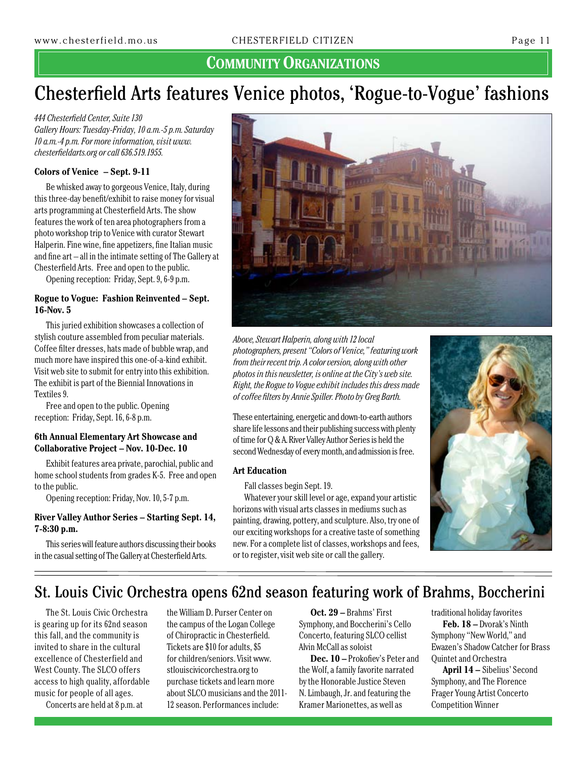## Community Organizations

# Chesterfield Arts features Venice photos, 'Rogue-to-Vogue' fashions

*444 Chesterfield Center, Suite 130*
*Gallery Hours: Tuesday-Friday, 10 a.m.-5 p.m. Saturday 10 a.m.-4 p.m. For more information, visit www.chesterfieldarts.org or call 636.519.1955.*

### Colors of Venice – Sept. 9-11

Be whisked away to gorgeous Venice, Italy, during this three-day benefit/exhibit to raise money for visual arts programming at Chesterfield Arts. The show features the work of ten area photographers from a photo workshop trip to Venice with curator Stewart Halperin. Fine wine, fine appetizers, fine Italian music and fine art – all in the intimate setting of The Gallery at Chesterfield Arts. Free and open to the public.

Opening reception: Friday, Sept. 9, 6-9 p.m.

### Rogue to Vogue: Fashion Reinvented – Sept. 16-Nov. 5

This juried exhibition showcases a collection of stylish couture assembled from peculiar materials. Coffee filter dresses, hats made of bubble wrap, and much more have inspired this one-of-a-kind exhibit. Visit web site to submit for entry into this exhibition. The exhibit is part of the Biennial Innovations in Textiles 9.

Free and open to the public. Opening reception: Friday, Sept. 16, 6-8 p.m.

### 6th Annual Elementary Art Showcase and Collaborative Project – Nov. 10-Dec. 10

Exhibit features area private, parochial, public and home school students from grades K-5. Free and open to the public.

Opening reception: Friday, Nov. 10, 5-7 p.m.

### River Valley Author Series – Starting Sept. 14, 7-8:30 p.m.

This series will feature authors discussing their books in the casual setting of The Gallery at Chesterfield Arts. These entertaining, energetic and down-to-earth authors share life lessons and their publishing success with plenty of time for Q & A. River Valley Author Series is held the second Wednesday of every month, and admission is free.

*Above, Stewart Halperin, along with 12 local photographers, present "Colors of Venice," featuring work from their recent trip. A color version, along with other photos in this newsletter, is online at the City's web site. Right, the Rogue to Vogue exhibit includes this dress made of coffee filters by Annie Spiller. Photo by Greg Barth.*

### Art Education

Fall classes begin Sept. 19.

Whatever your skill level or age, expand your artistic horizons with visual arts classes in mediums such as painting, drawing, pottery, and sculpture. Also, try one of our exciting workshops for a creative taste of something new. For a complete list of classes, workshops and fees, or to register, visit web site or call the gallery.

# St. Louis Civic Orchestra opens 62nd season featuring work of Brahms, Boccherini

The St. Louis Civic Orchestra is gearing up for its 62nd season this fall, and the community is invited to share in the cultural excellence of Chesterfield and West County. The SLCO offers access to high quality, affordable music for people of all ages.

Concerts are held at 8 p.m. at the William D. Purser Center on the campus of the Logan College of Chiropractic in Chesterfield. Tickets are $10 for adults, $5 for children/seniors. Visit www.stlouiscivicorchestra.org to purchase tickets and learn more about SLCO musicians and the 2011-12 season. Performances include:

**Oct. 29 –** Brahms' First Symphony, and Boccherini's Cello Concerto, featuring SLCO cellist Alvin McCall as soloist

**Dec. 10 –** Prokofiev's Peter and the Wolf, a family favorite narrated by the Honorable Justice Steven N. Limbaugh, Jr. and featuring the Kramer Marionettes, as well as traditional holiday favorites

**Feb. 18 –** Dvorak's Ninth Symphony "New World," and Ewazen's Shadow Catcher for Brass Quintet and Orchestra

**April 14 –** Sibelius' Second Symphony, and The Florence Frager Young Artist Concerto Competition Winner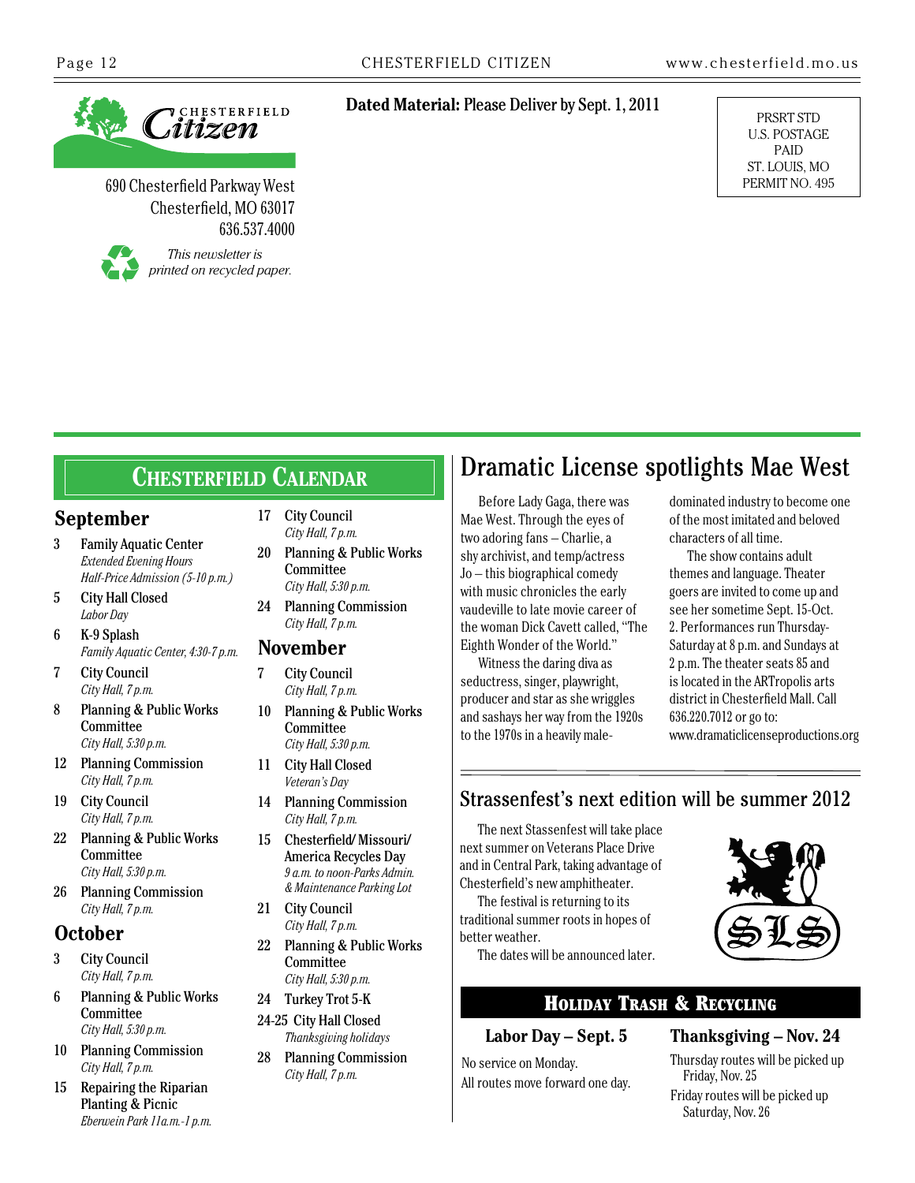CHESTERFIELD Citizen

690 Chesterfield Parkway West
Chesterfield, MO 63017
636.537.4000

*This newsletter is printed on recycled paper.*

**Dated Material:** Please Deliver by Sept. 1, 2011

PRSRT STD
U.S. POSTAGE
PAID
ST. LOUIS, MO
PERMIT NO. 495

## Chesterfield Calendar

### September

- **3** Family Aquatic Center
  *Extended Evening Hours*
  *Half-Price Admission (5-10 p.m.)*
- **5** City Hall Closed
  *Labor Day*
- **6** K-9 Splash
  *Family Aquatic Center, 4:30-7 p.m.*
- **7** City Council
  *City Hall, 7 p.m.*
- **8** Planning & Public Works Committee
  *City Hall, 5:30 p.m.*
- **12** Planning Commission
  *City Hall, 7 p.m.*
- **19** City Council
  *City Hall, 7 p.m.*
- **22** Planning & Public Works Committee
  *City Hall, 5:30 p.m.*
- **26** Planning Commission
  *City Hall, 7 p.m.*

### October

- **3** City Council
  *City Hall, 7 p.m.*
- **6** Planning & Public Works Committee
  *City Hall, 5:30 p.m.*
- **10** Planning Commission
  *City Hall, 7 p.m.*
- **15** Repairing the Riparian Planting & Picnic
  *Eberwein Park 11a.m.-1 p.m.*
- **17** City Council
  *City Hall, 7 p.m.*
- **20** Planning & Public Works Committee
  *City Hall, 5:30 p.m.*
- **24** Planning Commission
  *City Hall, 7 p.m.*

### November

- **7** City Council
  *City Hall, 7 p.m.*
- **10** Planning & Public Works Committee
  *City Hall, 5:30 p.m.*
- **11** City Hall Closed
  *Veteran's Day*
- **14** Planning Commission
  *City Hall, 7 p.m.*
- **15** Chesterfield/Missouri/America Recycles Day
  *9 a.m. to noon-Parks Admin. & Maintenance Parking Lot*
- **21** City Council
  *City Hall, 7 p.m.*
- **22** Planning & Public Works Committee
  *City Hall, 5:30 p.m.*
- **24** Turkey Trot 5-K
- **24-25** City Hall Closed
  *Thanksgiving holidays*
- **28** Planning Commission
  *City Hall, 7 p.m.*

## Dramatic License spotlights Mae West

Before Lady Gaga, there was Mae West. Through the eyes of two adoring fans – Charlie, a shy archivist, and temp/actress Jo – this biographical comedy with music chronicles the early vaudeville to late movie career of the woman Dick Cavett called, "The Eighth Wonder of the World."

Witness the daring diva as seductress, singer, playwright, producer and star as she wriggles and sashays her way from the 1920s to the 1970s in a heavily male-dominated industry to become one of the most imitated and beloved characters of all time.

The show contains adult themes and language. Theater goers are invited to come up and see her sometime Sept. 15-Oct. 2. Performances run Thursday-Saturday at 8 p.m. and Sundays at 2 p.m. The theater seats 85 and is located in the ARTropolis arts district in Chesterfield Mall. Call 636.220.7012 or go to: www.dramaticlicenseproductions.org

## Strassenfest's next edition will be summer 2012

The next Stassenfest will take place next summer on Veterans Place Drive and in Central Park, taking advantage of Chesterfield's new amphitheater.

The festival is returning to its traditional summer roots in hopes of better weather.

The dates will be announced later.

## Holiday Trash & Recycling

### Labor Day – Sept. 5

No service on Monday.

All routes move forward one day.

### Thanksgiving – Nov. 24

Thursday routes will be picked up Friday, Nov. 25

Friday routes will be picked up Saturday, Nov. 26